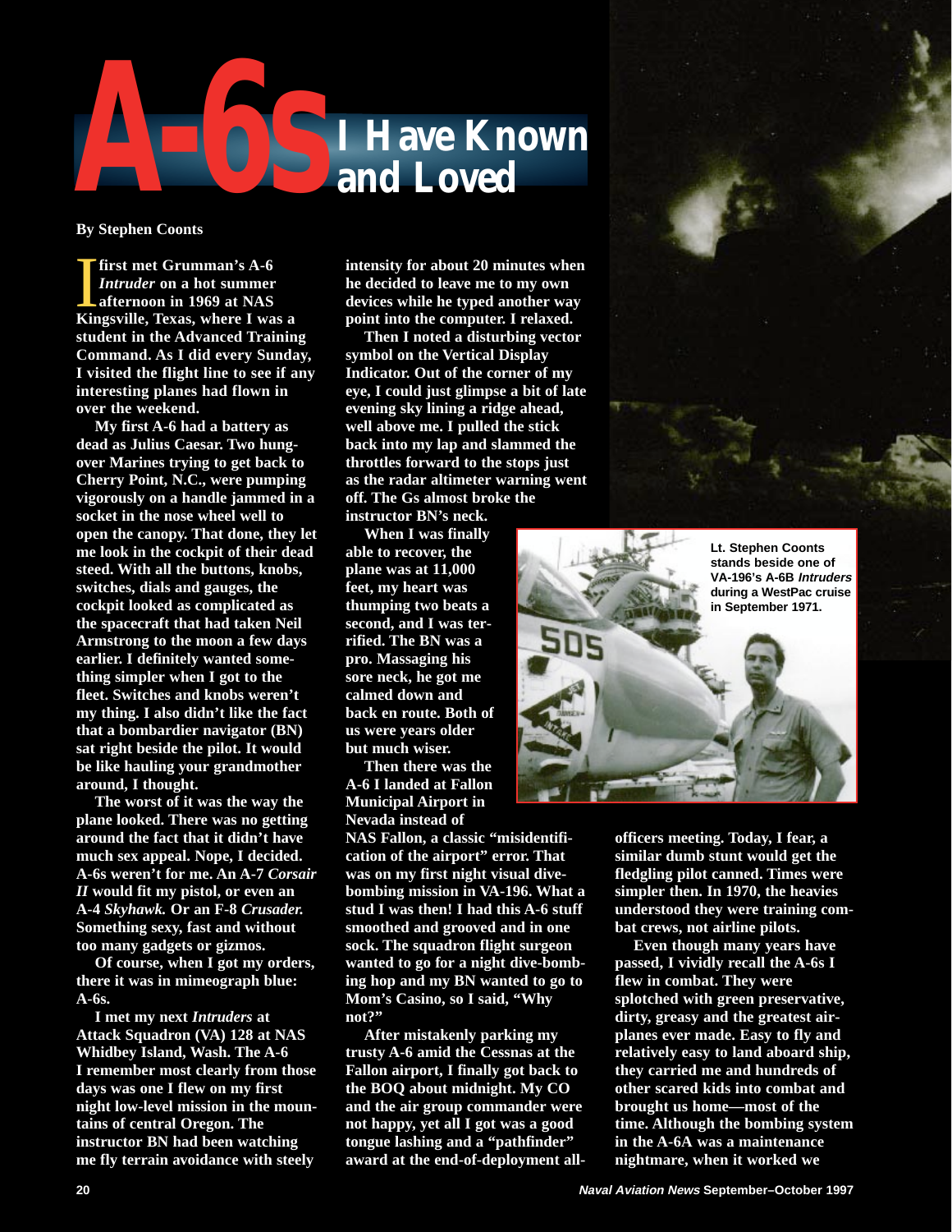# A-6s I Have Known and Loved

By Stephen Coonts

I first met Grumman's A-6 *Intruder* on a hot summer afternoon in 1969 at NAS Kingsville, Texas, where I was a student in the Advanced Training Command. As I did every Sunday, I visited the flight line to see if any interesting planes had flown in over the weekend.

My first A-6 had a battery as dead as Julius Caesar. Two hung-over Marines trying to get back to Cherry Point, N.C., were pumping vigorously on a handle jammed in a socket in the nose wheel well to open the canopy. That done, they let me look in the cockpit of their dead steed. With all the buttons, knobs, switches, dials and gauges, the cockpit looked as complicated as the spacecraft that had taken Neil Armstrong to the moon a few days earlier. I definitely wanted something simpler when I got to the fleet. Switches and knobs weren't my thing. I also didn't like the fact that a bombardier navigator (BN) sat right beside the pilot. It would be like hauling your grandmother around, I thought.

The worst of it was the way the plane looked. There was no getting around the fact that it didn't have much sex appeal. Nope, I decided. A-6s weren't for me. An A-7 *Corsair II* would fit my pistol, or even an A-4 *Skyhawk.* Or an F-8 *Crusader.* Something sexy, fast and without too many gadgets or gizmos.

Of course, when I got my orders, there it was in mimeograph blue: A-6s.

I met my next *Intruders* at Attack Squadron (VA) 128 at NAS Whidbey Island, Wash. The A-6 I remember most clearly from those days was one I flew on my first night low-level mission in the mountains of central Oregon. The instructor BN had been watching me fly terrain avoidance with steely intensity for about 20 minutes when he decided to leave me to my own devices while he typed another way point into the computer. I relaxed.

Then I noted a disturbing vector symbol on the Vertical Display Indicator. Out of the corner of my eye, I could just glimpse a bit of late evening sky lining a ridge ahead, well above me. I pulled the stick back into my lap and slammed the throttles forward to the stops just as the radar altimeter warning went off. The Gs almost broke the instructor BN's neck.

When I was finally able to recover, the plane was at 11,000 feet, my heart was thumping two beats a second, and I was terrified. The BN was a pro. Massaging his sore neck, he got me calmed down and back en route. Both of us were years older but much wiser.

Then there was the A-6 I landed at Fallon Municipal Airport in Nevada instead of NAS Fallon, a classic "misidentification of the airport" error. That was on my first night visual dive-bombing mission in VA-196. What a stud I was then! I had this A-6 stuff smoothed and grooved and in one sock. The squadron flight surgeon wanted to go for a night dive-bombing hop and my BN wanted to go to Mom's Casino, so I said, "Why not?"

After mistakenly parking my trusty A-6 amid the Cessnas at the Fallon airport, I finally got back to the BOQ about midnight. My CO and the air group commander were not happy, yet all I got was a good tongue lashing and a "pathfinder" award at the end-of-deployment all-officers meeting. Today, I fear, a similar dumb stunt would get the fledgling pilot canned. Times were simpler then. In 1970, the heavies understood they were training combat crews, not airline pilots.

Lt. Stephen Coonts stands beside one of VA-196's A-6B *Intruders* during a WestPac cruise in September 1971.

Even though many years have passed, I vividly recall the A-6s I flew in combat. They were splotched with green preservative, dirty, greasy and the greatest airplanes ever made. Easy to fly and relatively easy to land aboard ship, they carried me and hundreds of other scared kids into combat and brought us home—most of the time. Although the bombing system in the A-6A was a maintenance nightmare, when it worked we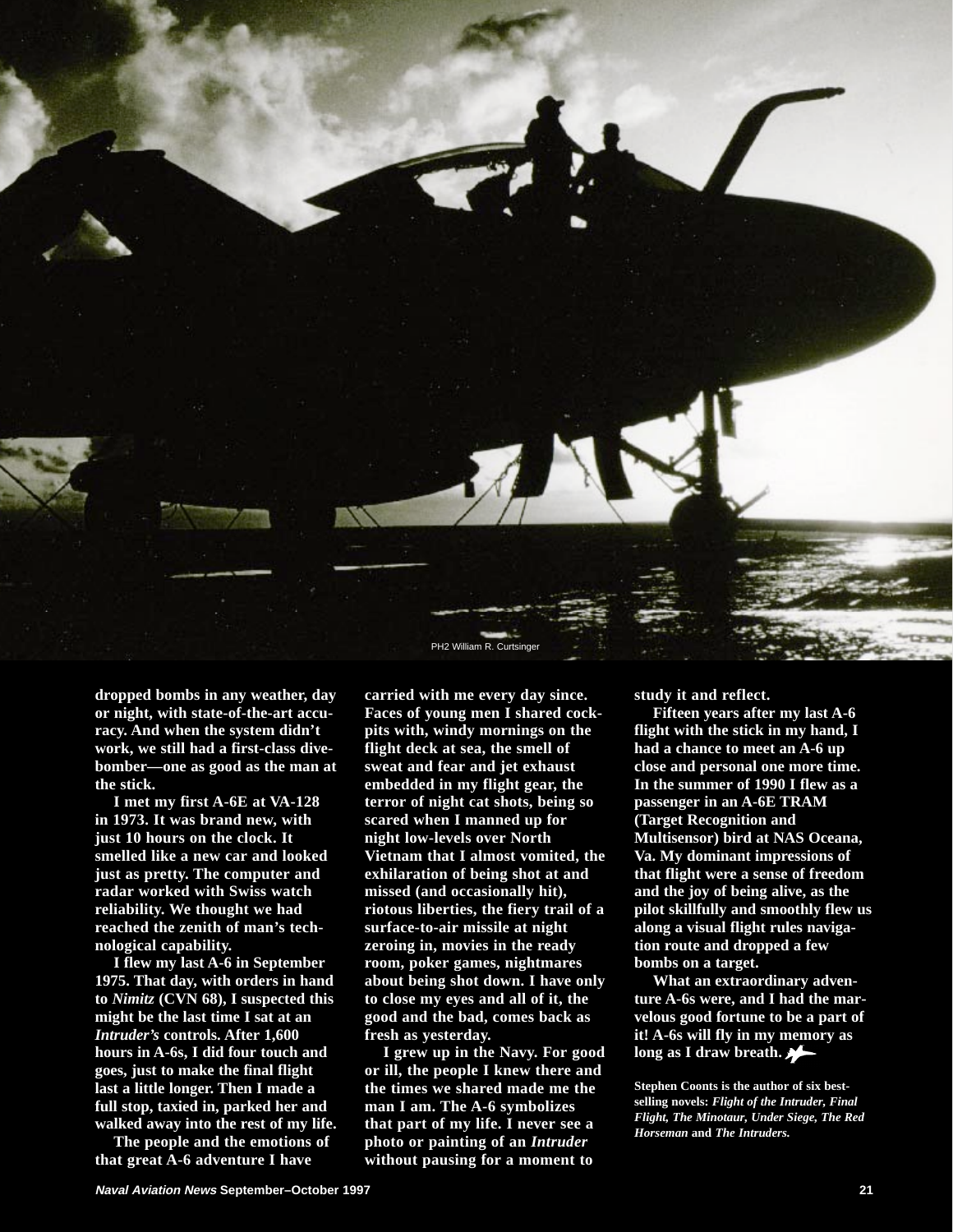PH2 William R. Curtsinger

dropped bombs in any weather, day or night, with state-of-the-art accuracy. And when the system didn't work, we still had a first-class divebomber—one as good as the man at the stick.

I met my first A-6E at VA-128 in 1973. It was brand new, with just 10 hours on the clock. It smelled like a new car and looked just as pretty. The computer and radar worked with Swiss watch reliability. We thought we had reached the zenith of man's technological capability.

I flew my last A-6 in September 1975. That day, with orders in hand to *Nimitz* (CVN 68), I suspected this might be the last time I sat at an *Intruder's* controls. After 1,600 hours in A-6s, I did four touch and goes, just to make the final flight last a little longer. Then I made a full stop, taxied in, parked her and walked away into the rest of my life.

The people and the emotions of that great A-6 adventure I have carried with me every day since. Faces of young men I shared cockpits with, windy mornings on the flight deck at sea, the smell of sweat and fear and jet exhaust embedded in my flight gear, the terror of night cat shots, being so scared when I manned up for night low-levels over North Vietnam that I almost vomited, the exhilaration of being shot at and missed (and occasionally hit), riotous liberties, the fiery trail of a surface-to-air missile at night zeroing in, movies in the ready room, poker games, nightmares about being shot down. I have only to close my eyes and all of it, the good and the bad, comes back as fresh as yesterday.

I grew up in the Navy. For good or ill, the people I knew there and the times we shared made me the man I am. The A-6 symbolizes that part of my life. I never see a photo or painting of an *Intruder* without pausing for a moment to study it and reflect.

Fifteen years after my last A-6 flight with the stick in my hand, I had a chance to meet an A-6 up close and personal one more time. In the summer of 1990 I flew as a passenger in an A-6E TRAM (Target Recognition and Multisensor) bird at NAS Oceana, Va. My dominant impressions of that flight were a sense of freedom and the joy of being alive, as the pilot skillfully and smoothly flew us along a visual flight rules navigation route and dropped a few bombs on a target.

What an extraordinary adventure A-6s were, and I had the marvelous good fortune to be a part of it! A-6s will fly in my memory as long as I draw breath.

Stephen Coonts is the author of six best-selling novels: *Flight of the Intruder, Final Flight, The Minotaur, Under Siege, The Red Horseman* and *The Intruders.*